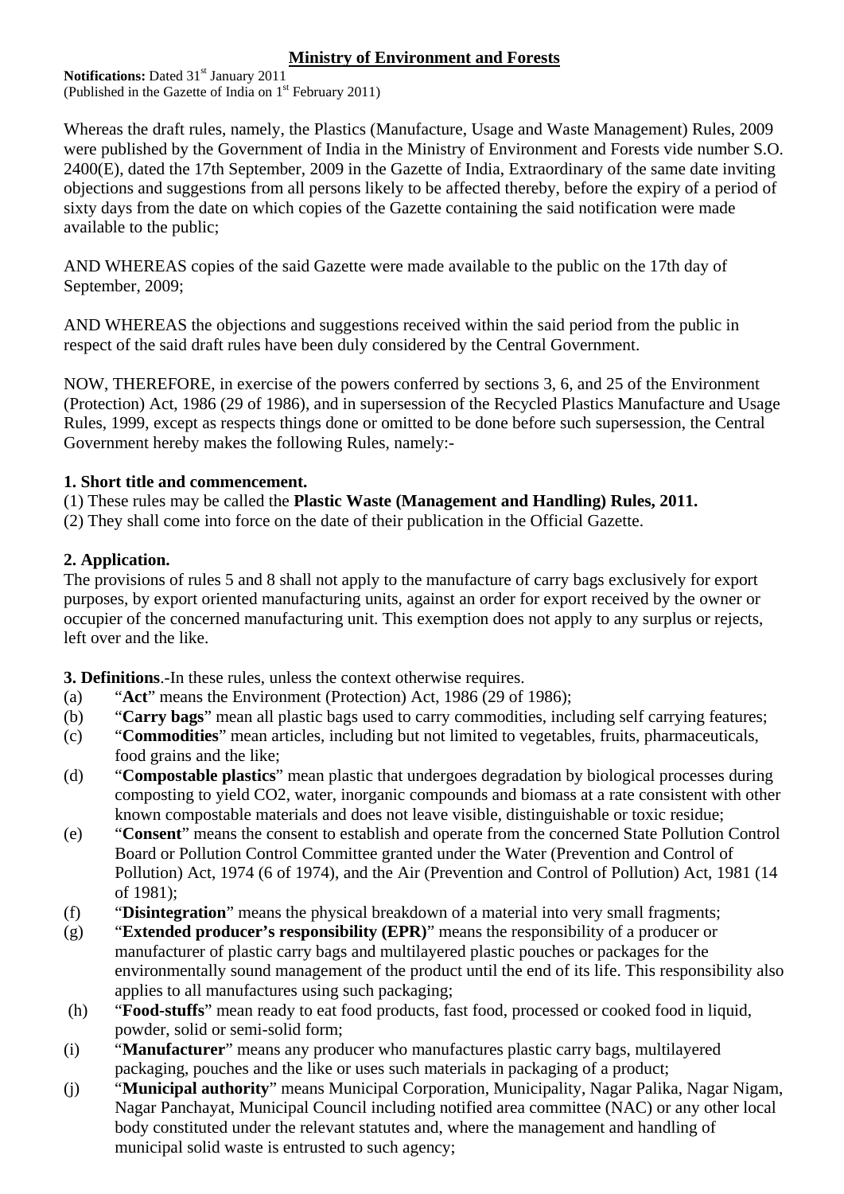## Ministry of Environment and Forests

**Notifications:** Dated 31st January 2011
(Published in the Gazette of India on 1st February 2011)

Whereas the draft rules, namely, the Plastics (Manufacture, Usage and Waste Management) Rules, 2009 were published by the Government of India in the Ministry of Environment and Forests vide number S.O. 2400(E), dated the 17th September, 2009 in the Gazette of India, Extraordinary of the same date inviting objections and suggestions from all persons likely to be affected thereby, before the expiry of a period of sixty days from the date on which copies of the Gazette containing the said notification were made available to the public;

AND WHEREAS copies of the said Gazette were made available to the public on the 17th day of September, 2009;

AND WHEREAS the objections and suggestions received within the said period from the public in respect of the said draft rules have been duly considered by the Central Government.

NOW, THEREFORE, in exercise of the powers conferred by sections 3, 6, and 25 of the Environment (Protection) Act, 1986 (29 of 1986), and in supersession of the Recycled Plastics Manufacture and Usage Rules, 1999, except as respects things done or omitted to be done before such supersession, the Central Government hereby makes the following Rules, namely:-

**1. Short title and commencement.**

(1) These rules may be called the **Plastic Waste (Management and Handling) Rules, 2011.**

(2) They shall come into force on the date of their publication in the Official Gazette.

**2. Application.**

The provisions of rules 5 and 8 shall not apply to the manufacture of carry bags exclusively for export purposes, by export oriented manufacturing units, against an order for export received by the owner or occupier of the concerned manufacturing unit. This exemption does not apply to any surplus or rejects, left over and the like.

**3. Definitions**.-In these rules, unless the context otherwise requires.

(a) "**Act**" means the Environment (Protection) Act, 1986 (29 of 1986);

(b) "**Carry bags**" mean all plastic bags used to carry commodities, including self carrying features;

(c) "**Commodities**" mean articles, including but not limited to vegetables, fruits, pharmaceuticals, food grains and the like;

(d) "**Compostable plastics**" mean plastic that undergoes degradation by biological processes during composting to yield $CO_2$, water, inorganic compounds and biomass at a rate consistent with other known compostable materials and does not leave visible, distinguishable or toxic residue;

(e) "**Consent**" means the consent to establish and operate from the concerned State Pollution Control Board or Pollution Control Committee granted under the Water (Prevention and Control of Pollution) Act, 1974 (6 of 1974), and the Air (Prevention and Control of Pollution) Act, 1981 (14 of 1981);

(f) "**Disintegration**" means the physical breakdown of a material into very small fragments;

(g) "**Extended producer's responsibility (EPR)**" means the responsibility of a producer or manufacturer of plastic carry bags and multilayered plastic pouches or packages for the environmentally sound management of the product until the end of its life. This responsibility also applies to all manufactures using such packaging;

(h) "**Food-stuffs**" mean ready to eat food products, fast food, processed or cooked food in liquid, powder, solid or semi-solid form;

(i) "**Manufacturer**" means any producer who manufactures plastic carry bags, multilayered packaging, pouches and the like or uses such materials in packaging of a product;

(j) "**Municipal authority**" means Municipal Corporation, Municipality, Nagar Palika, Nagar Nigam, Nagar Panchayat, Municipal Council including notified area committee (NAC) or any other local body constituted under the relevant statutes and, where the management and handling of municipal solid waste is entrusted to such agency;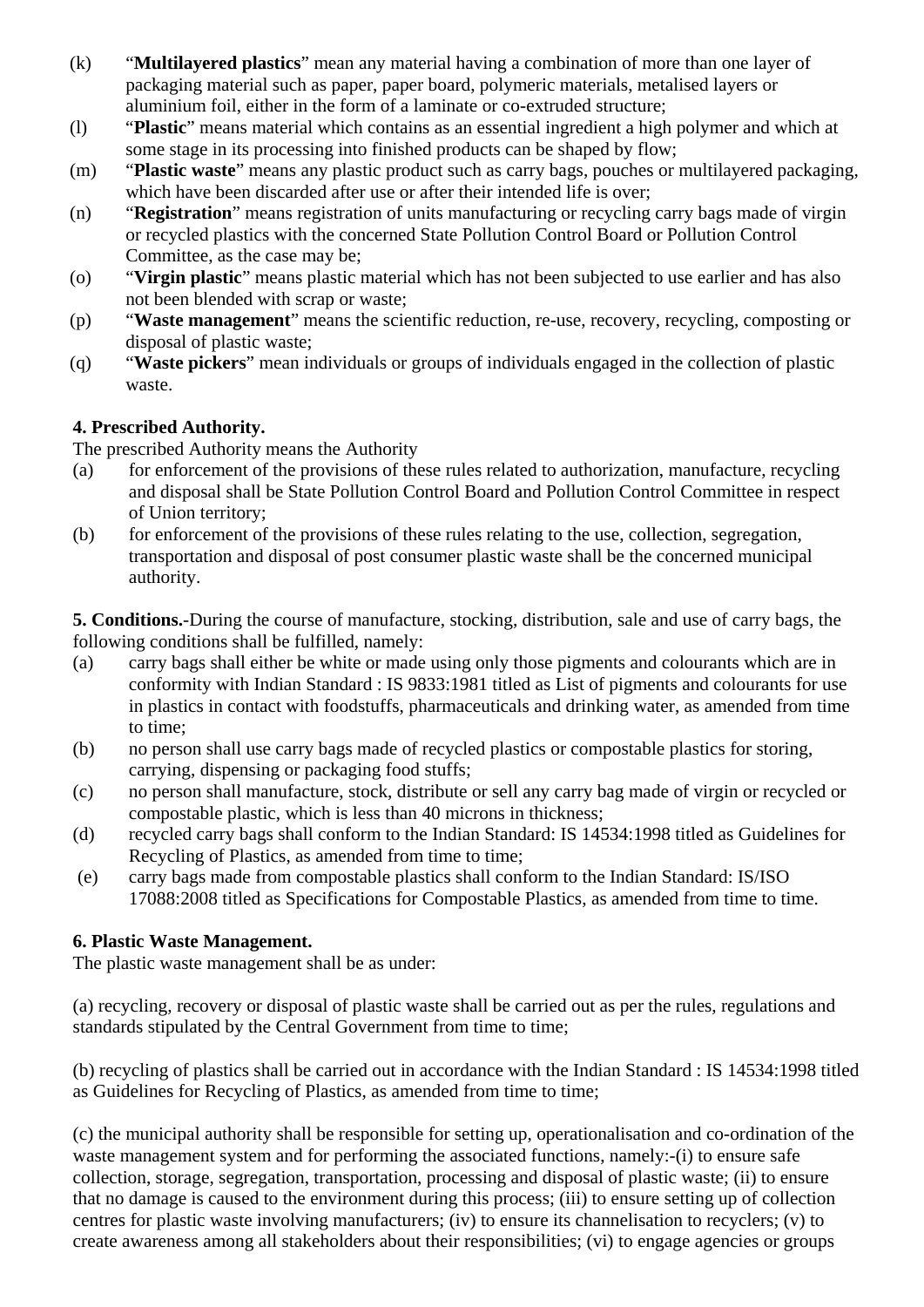(k) "**Multilayered plastics**" mean any material having a combination of more than one layer of packaging material such as paper, paper board, polymeric materials, metalised layers or aluminium foil, either in the form of a laminate or co-extruded structure;

(l) "**Plastic**" means material which contains as an essential ingredient a high polymer and which at some stage in its processing into finished products can be shaped by flow;

(m) "**Plastic waste**" means any plastic product such as carry bags, pouches or multilayered packaging, which have been discarded after use or after their intended life is over;

(n) "**Registration**" means registration of units manufacturing or recycling carry bags made of virgin or recycled plastics with the concerned State Pollution Control Board or Pollution Control Committee, as the case may be;

(o) "**Virgin plastic**" means plastic material which has not been subjected to use earlier and has also not been blended with scrap or waste;

(p) "**Waste management**" means the scientific reduction, re-use, recovery, recycling, composting or disposal of plastic waste;

(q) "**Waste pickers**" mean individuals or groups of individuals engaged in the collection of plastic waste.

**4. Prescribed Authority.**

The prescribed Authority means the Authority

(a) for enforcement of the provisions of these rules related to authorization, manufacture, recycling and disposal shall be State Pollution Control Board and Pollution Control Committee in respect of Union territory;

(b) for enforcement of the provisions of these rules relating to the use, collection, segregation, transportation and disposal of post consumer plastic waste shall be the concerned municipal authority.

**5. Conditions.**-During the course of manufacture, stocking, distribution, sale and use of carry bags, the following conditions shall be fulfilled, namely:

(a) carry bags shall either be white or made using only those pigments and colourants which are in conformity with Indian Standard : IS 9833:1981 titled as List of pigments and colourants for use in plastics in contact with foodstuffs, pharmaceuticals and drinking water, as amended from time to time;

(b) no person shall use carry bags made of recycled plastics or compostable plastics for storing, carrying, dispensing or packaging food stuffs;

(c) no person shall manufacture, stock, distribute or sell any carry bag made of virgin or recycled or compostable plastic, which is less than 40 microns in thickness;

(d) recycled carry bags shall conform to the Indian Standard: IS 14534:1998 titled as Guidelines for Recycling of Plastics, as amended from time to time;

(e) carry bags made from compostable plastics shall conform to the Indian Standard: IS/ISO 17088:2008 titled as Specifications for Compostable Plastics, as amended from time to time.

**6. Plastic Waste Management.**

The plastic waste management shall be as under:

(a) recycling, recovery or disposal of plastic waste shall be carried out as per the rules, regulations and standards stipulated by the Central Government from time to time;

(b) recycling of plastics shall be carried out in accordance with the Indian Standard : IS 14534:1998 titled as Guidelines for Recycling of Plastics, as amended from time to time;

(c) the municipal authority shall be responsible for setting up, operationalisation and co-ordination of the waste management system and for performing the associated functions, namely:-(i) to ensure safe collection, storage, segregation, transportation, processing and disposal of plastic waste; (ii) to ensure that no damage is caused to the environment during this process; (iii) to ensure setting up of collection centres for plastic waste involving manufacturers; (iv) to ensure its channelisation to recyclers; (v) to create awareness among all stakeholders about their responsibilities; (vi) to engage agencies or groups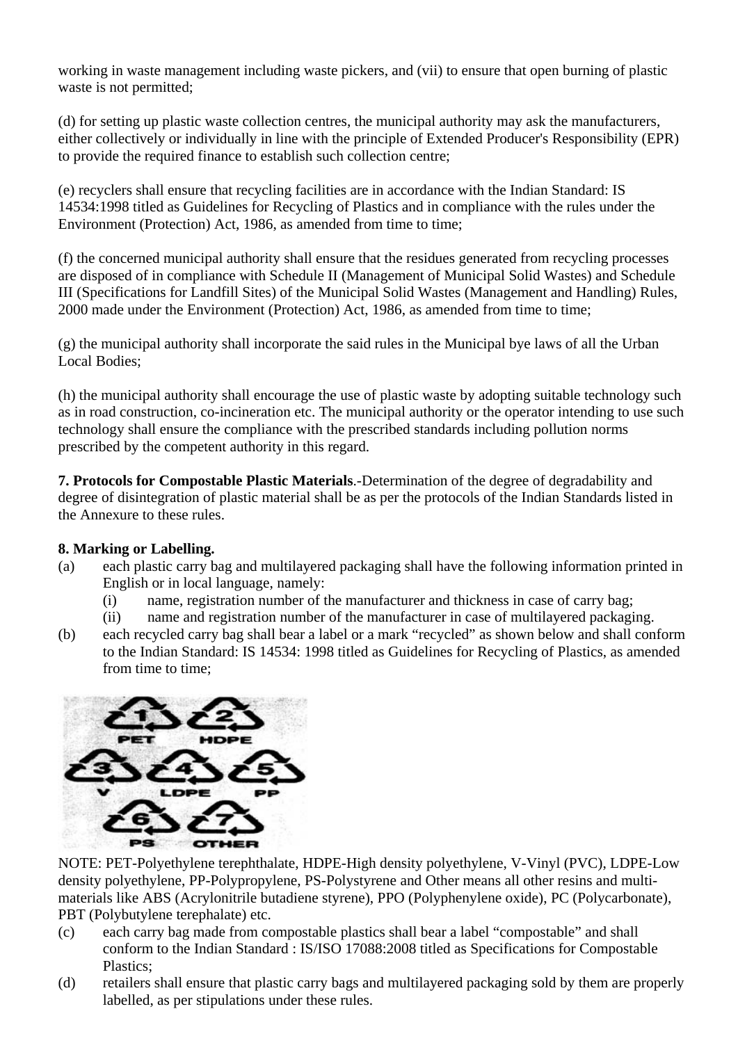working in waste management including waste pickers, and (vii) to ensure that open burning of plastic waste is not permitted;

(d) for setting up plastic waste collection centres, the municipal authority may ask the manufacturers, either collectively or individually in line with the principle of Extended Producer's Responsibility (EPR) to provide the required finance to establish such collection centre;

(e) recyclers shall ensure that recycling facilities are in accordance with the Indian Standard: IS 14534:1998 titled as Guidelines for Recycling of Plastics and in compliance with the rules under the Environment (Protection) Act, 1986, as amended from time to time;

(f) the concerned municipal authority shall ensure that the residues generated from recycling processes are disposed of in compliance with Schedule II (Management of Municipal Solid Wastes) and Schedule III (Specifications for Landfill Sites) of the Municipal Solid Wastes (Management and Handling) Rules, 2000 made under the Environment (Protection) Act, 1986, as amended from time to time;

(g) the municipal authority shall incorporate the said rules in the Municipal bye laws of all the Urban Local Bodies;

(h) the municipal authority shall encourage the use of plastic waste by adopting suitable technology such as in road construction, co-incineration etc. The municipal authority or the operator intending to use such technology shall ensure the compliance with the prescribed standards including pollution norms prescribed by the competent authority in this regard.

**7. Protocols for Compostable Plastic Materials**.-Determination of the degree of degradability and degree of disintegration of plastic material shall be as per the protocols of the Indian Standards listed in the Annexure to these rules.

**8. Marking or Labelling.**

(a) each plastic carry bag and multilayered packaging shall have the following information printed in English or in local language, namely:
   (i) name, registration number of the manufacturer and thickness in case of carry bag;
   (ii) name and registration number of the manufacturer in case of multilayered packaging.

(b) each recycled carry bag shall bear a label or a mark "recycled" as shown below and shall conform to the Indian Standard: IS 14534: 1998 titled as Guidelines for Recycling of Plastics, as amended from time to time;

1 PET 2 HDPE
3 V 4 LDPE 5 PP
6 PS 7 OTHER

NOTE: PET-Polyethylene terephthalate, HDPE-High density polyethylene, V-Vinyl (PVC), LDPE-Low density polyethylene, PP-Polypropylene, PS-Polystyrene and Other means all other resins and multi-materials like ABS (Acrylonitrile butadiene styrene), PPO (Polyphenylene oxide), PC (Polycarbonate), PBT (Polybutylene terephalate) etc.

(c) each carry bag made from compostable plastics shall bear a label "compostable" and shall conform to the Indian Standard : IS/ISO 17088:2008 titled as Specifications for Compostable Plastics;

(d) retailers shall ensure that plastic carry bags and multilayered packaging sold by them are properly labelled, as per stipulations under these rules.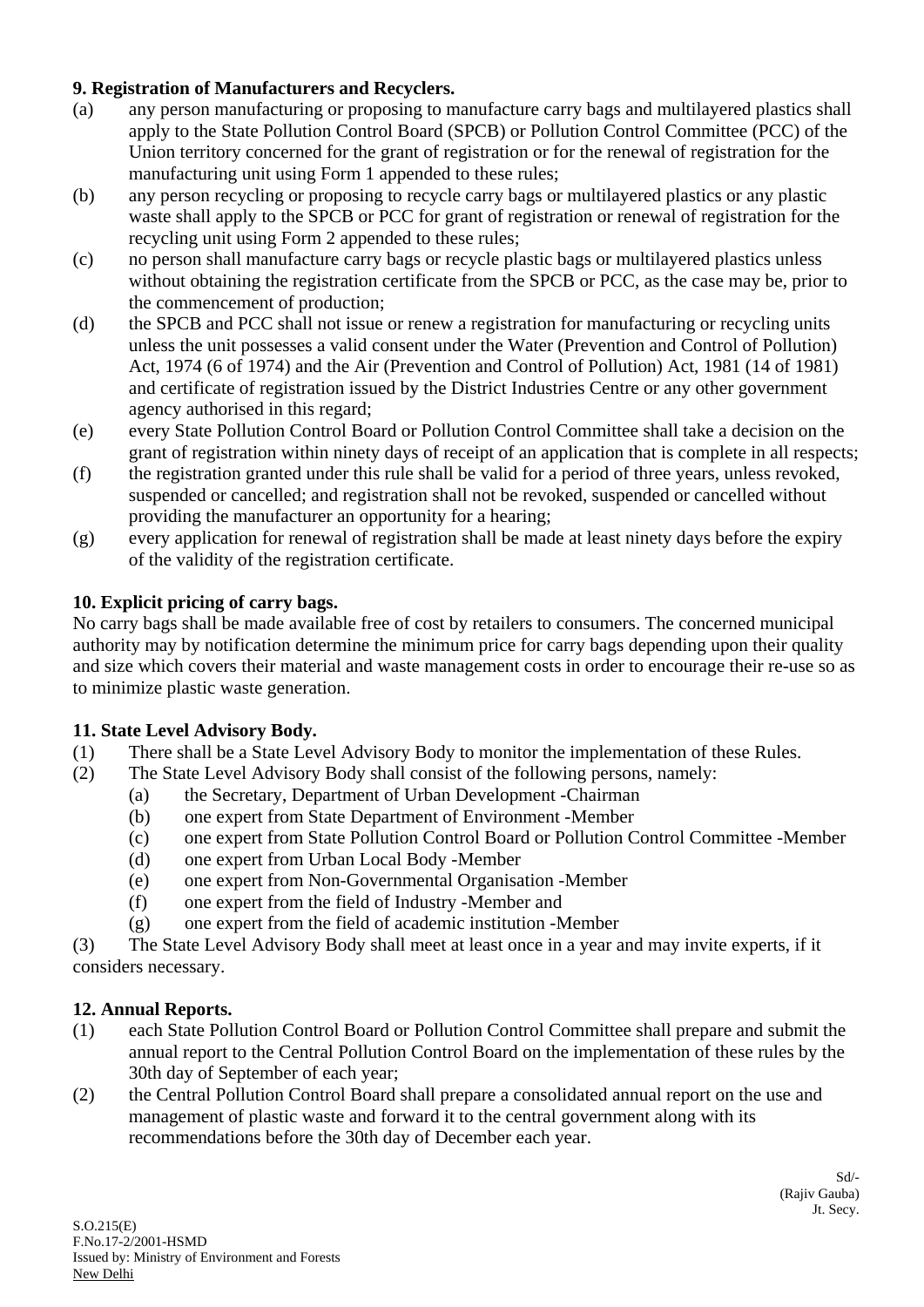**9. Registration of Manufacturers and Recyclers.**

(a) any person manufacturing or proposing to manufacture carry bags and multilayered plastics shall apply to the State Pollution Control Board (SPCB) or Pollution Control Committee (PCC) of the Union territory concerned for the grant of registration or for the renewal of registration for the manufacturing unit using Form 1 appended to these rules;

(b) any person recycling or proposing to recycle carry bags or multilayered plastics or any plastic waste shall apply to the SPCB or PCC for grant of registration or renewal of registration for the recycling unit using Form 2 appended to these rules;

(c) no person shall manufacture carry bags or recycle plastic bags or multilayered plastics unless without obtaining the registration certificate from the SPCB or PCC, as the case may be, prior to the commencement of production;

(d) the SPCB and PCC shall not issue or renew a registration for manufacturing or recycling units unless the unit possesses a valid consent under the Water (Prevention and Control of Pollution) Act, 1974 (6 of 1974) and the Air (Prevention and Control of Pollution) Act, 1981 (14 of 1981) and certificate of registration issued by the District Industries Centre or any other government agency authorised in this regard;

(e) every State Pollution Control Board or Pollution Control Committee shall take a decision on the grant of registration within ninety days of receipt of an application that is complete in all respects;

(f) the registration granted under this rule shall be valid for a period of three years, unless revoked, suspended or cancelled; and registration shall not be revoked, suspended or cancelled without providing the manufacturer an opportunity for a hearing;

(g) every application for renewal of registration shall be made at least ninety days before the expiry of the validity of the registration certificate.

**10. Explicit pricing of carry bags.**

No carry bags shall be made available free of cost by retailers to consumers. The concerned municipal authority may by notification determine the minimum price for carry bags depending upon their quality and size which covers their material and waste management costs in order to encourage their re-use so as to minimize plastic waste generation.

**11. State Level Advisory Body.**

(1) There shall be a State Level Advisory Body to monitor the implementation of these Rules.

(2) The State Level Advisory Body shall consist of the following persons, namely:

- (a) the Secretary, Department of Urban Development -Chairman
- (b) one expert from State Department of Environment -Member
- (c) one expert from State Pollution Control Board or Pollution Control Committee -Member
- (d) one expert from Urban Local Body -Member
- (e) one expert from Non-Governmental Organisation -Member
- (f) one expert from the field of Industry -Member and
- (g) one expert from the field of academic institution -Member

(3) The State Level Advisory Body shall meet at least once in a year and may invite experts, if it considers necessary.

**12. Annual Reports.**

(1) each State Pollution Control Board or Pollution Control Committee shall prepare and submit the annual report to the Central Pollution Control Board on the implementation of these rules by the 30th day of September of each year;

(2) the Central Pollution Control Board shall prepare a consolidated annual report on the use and management of plastic waste and forward it to the central government along with its recommendations before the 30th day of December each year.

Sd/-
(Rajiv Gauba)
Jt. Secy.

S.O.215(E)
F.No.17-2/2001-HSMD
Issued by: Ministry of Environment and Forests
New Delhi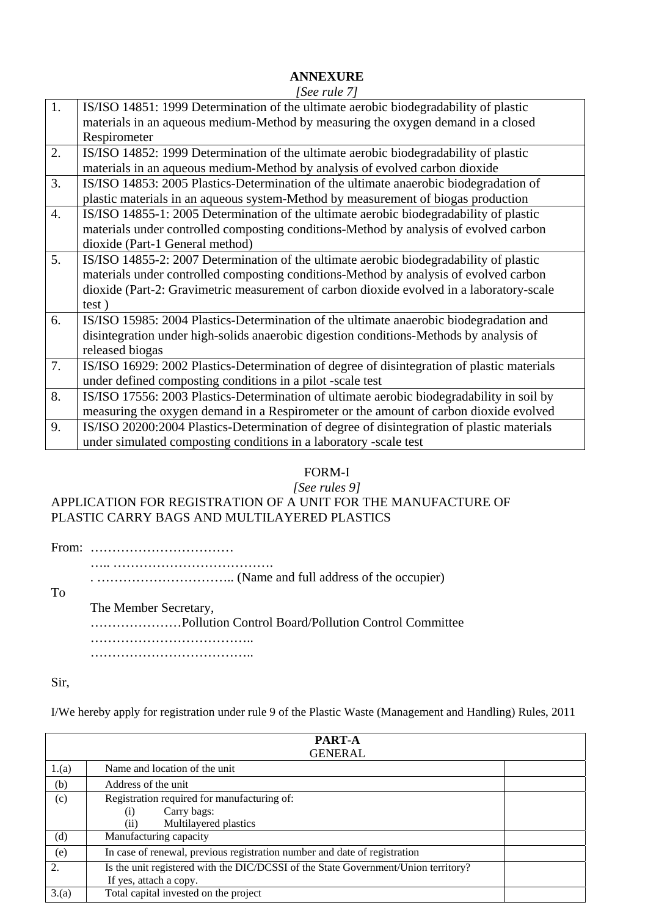## ANNEXURE

*[See rule 7]*

| | |
|---|---|
| 1. | IS/ISO 14851: 1999 Determination of the ultimate aerobic biodegradability of plastic materials in an aqueous medium-Method by measuring the oxygen demand in a closed Respirometer |
| 2. | IS/ISO 14852: 1999 Determination of the ultimate aerobic biodegradability of plastic materials in an aqueous medium-Method by analysis of evolved carbon dioxide |
| 3. | IS/ISO 14853: 2005 Plastics-Determination of the ultimate anaerobic biodegradation of plastic materials in an aqueous system-Method by measurement of biogas production |
| 4. | IS/ISO 14855-1: 2005 Determination of the ultimate aerobic biodegradability of plastic materials under controlled composting conditions-Method by analysis of evolved carbon dioxide (Part-1 General method) |
| 5. | IS/ISO 14855-2: 2007 Determination of the ultimate aerobic biodegradability of plastic materials under controlled composting conditions-Method by analysis of evolved carbon dioxide (Part-2: Gravimetric measurement of carbon dioxide evolved in a laboratory-scale test ) |
| 6. | IS/ISO 15985: 2004 Plastics-Determination of the ultimate anaerobic biodegradation and disintegration under high-solids anaerobic digestion conditions-Methods by analysis of released biogas |
| 7. | IS/ISO 16929: 2002 Plastics-Determination of degree of disintegration of plastic materials under defined composting conditions in a pilot -scale test |
| 8. | IS/ISO 17556: 2003 Plastics-Determination of ultimate aerobic biodegradability in soil by measuring the oxygen demand in a Respirometer or the amount of carbon dioxide evolved |
| 9. | IS/ISO 20200:2004 Plastics-Determination of degree of disintegration of plastic materials under simulated composting conditions in a laboratory -scale test |

## FORM-I

*[See rules 9]*

APPLICATION FOR REGISTRATION OF A UNIT FOR THE MANUFACTURE OF PLASTIC CARRY BAGS AND MULTILAYERED PLASTICS

From: ……………………………

….. ……………………………….

. ………………………….. (Name and full address of the occupier)

To

The Member Secretary,

…………………Pollution Control Board/Pollution Control Committee

………………………………..

………………………………..

Sir,

I/We hereby apply for registration under rule 9 of the Plastic Waste (Management and Handling) Rules, 2011

| **PART-A** GENERAL | | |
|---|---|---|
| 1.(a) | Name and location of the unit | |
| (b) | Address of the unit | |
| (c) | Registration required for manufacturing of: (i) Carry bags: (ii) Multilayered plastics | |
| (d) | Manufacturing capacity | |
| (e) | In case of renewal, previous registration number and date of registration | |
| 2. | Is the unit registered with the DIC/DCSSI of the State Government/Union territory? If yes, attach a copy. | |
| 3.(a) | Total capital invested on the project | |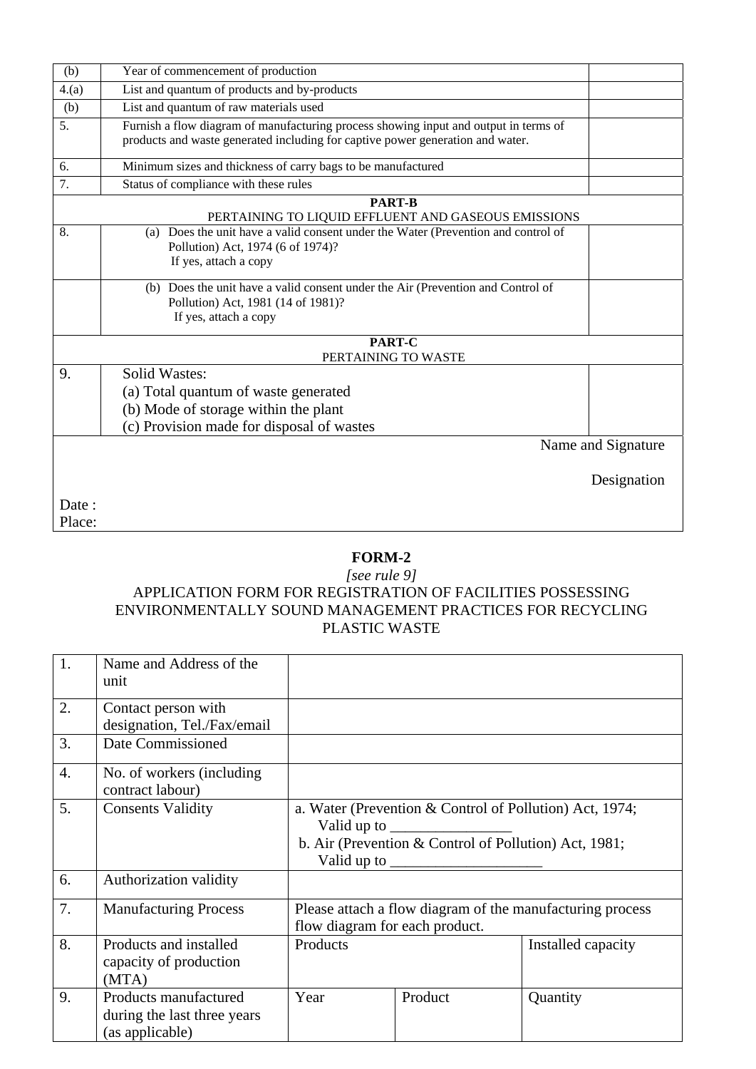| (b) | Year of commencement of production | |
|---|---|---|
| 4.(a) | List and quantum of products and by-products | |
| (b) | List and quantum of raw materials used | |
| 5. | Furnish a flow diagram of manufacturing process showing input and output in terms of products and waste generated including for captive power generation and water. | |
| 6. | Minimum sizes and thickness of carry bags to be manufactured | |
| 7. | Status of compliance with these rules | |
| **PART-B** PERTAINING TO LIQUID EFFLUENT AND GASEOUS EMISSIONS | | |
| 8. | (a) Does the unit have a valid consent under the Water (Prevention and control of Pollution) Act, 1974 (6 of 1974)? If yes, attach a copy | |
| | (b) Does the unit have a valid consent under the Air (Prevention and Control of Pollution) Act, 1981 (14 of 1981)? If yes, attach a copy | |
| **PART-C** PERTAINING TO WASTE | | |
| 9. | Solid Wastes:<br>(a) Total quantum of waste generated<br>(b) Mode of storage within the plant<br>(c) Provision made for disposal of wastes | |

Name and Signature

Designation

Date :
Place:

## FORM-2

*[see rule 9]*

APPLICATION FORM FOR REGISTRATION OF FACILITIES POSSESSING ENVIRONMENTALLY SOUND MANAGEMENT PRACTICES FOR RECYCLING PLASTIC WASTE

| 1. | Name and Address of the unit | | | |
|---|---|---|---|---|
| 2. | Contact person with designation, Tel./Fax/email | | | |
| 3. | Date Commissioned | | | |
| 4. | No. of workers (including contract labour) | | | |
| 5. | Consents Validity | a. Water (Prevention & Control of Pollution) Act, 1974; Valid up to ________________<br>b. Air (Prevention & Control of Pollution) Act, 1981; Valid up to ____________________ | | |
| 6. | Authorization validity | | | |
| 7. | Manufacturing Process | Please attach a flow diagram of the manufacturing process flow diagram for each product. | | |
| 8. | Products and installed capacity of production (MTA) | Products | | Installed capacity |
| 9. | Products manufactured during the last three years (as applicable) | Year | Product | Quantity |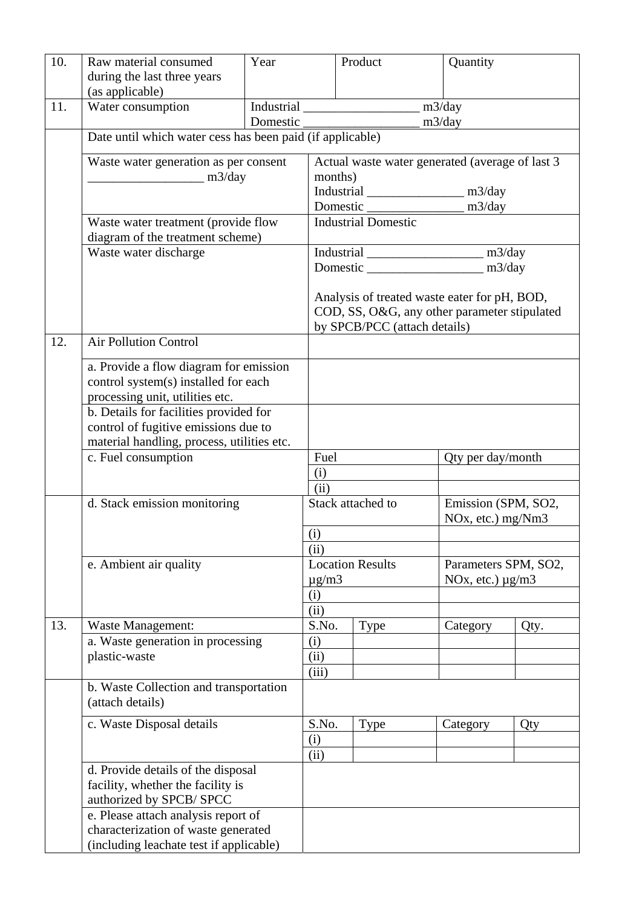| | | | | | |
|---|---|---|---|---|---|
| 10. | Raw material consumed during the last three years (as applicable) | Year | Product | Quantity | |
| 11. | Water consumption | Industrial __________________ m3/day<br>Domestic __________________ m3/day | | | |
| | Date until which water cess has been paid (if applicable) | | | | |
| | Waste water generation as per consent __________________ m3/day | Actual waste water generated (average of last 3 months)<br>Industrial _______________ m3/day<br>Domestic _______________ m3/day | | | |
| | Waste water treatment (provide flow diagram of the treatment scheme) | Industrial Domestic | | | |
| | Waste water discharge | Industrial __________________ m3/day<br>Domestic __________________ m3/day<br><br>Analysis of treated waste eater for pH, BOD, COD, SS, O&G, any other parameter stipulated by SPCB/PCC (attach details) | | | |
| 12. | Air Pollution Control | | | | |
| | a. Provide a flow diagram for emission control system(s) installed for each processing unit, utilities etc. | | | | |
| | b. Details for facilities provided for control of fugitive emissions due to material handling, process, utilities etc. | | | | |
| | c. Fuel consumption | Fuel | | Qty per day/month | |
| | | (i) | | | |
| | | (ii) | | | |
| | d. Stack emission monitoring | Stack attached to | | Emission (SPM, $SO_2$, $NO_x$, etc.) mg/Nm3 | |
| | | (i) | | | |
| | | (ii) | | | |
| | e. Ambient air quality | Location Results µg/m3 | | Parameters SPM, $SO_2$, $NO_x$, etc.) µg/m3 | |
| | | (i) | | | |
| | | (ii) | | | |
| 13. | Waste Management: | S.No. | Type | Category | Qty. |
| | a. Waste generation in processing plastic-waste | (i) | | | |
| | | (ii) | | | |
| | | (iii) | | | |
| | b. Waste Collection and transportation (attach details) | | | | |
| | c. Waste Disposal details | S.No. | Type | Category | Qty |
| | | (i) | | | |
| | | (ii) | | | |
| | d. Provide details of the disposal facility, whether the facility is authorized by SPCB/ SPCC | | | | |
| | e. Please attach analysis report of characterization of waste generated (including leachate test if applicable) | | | | |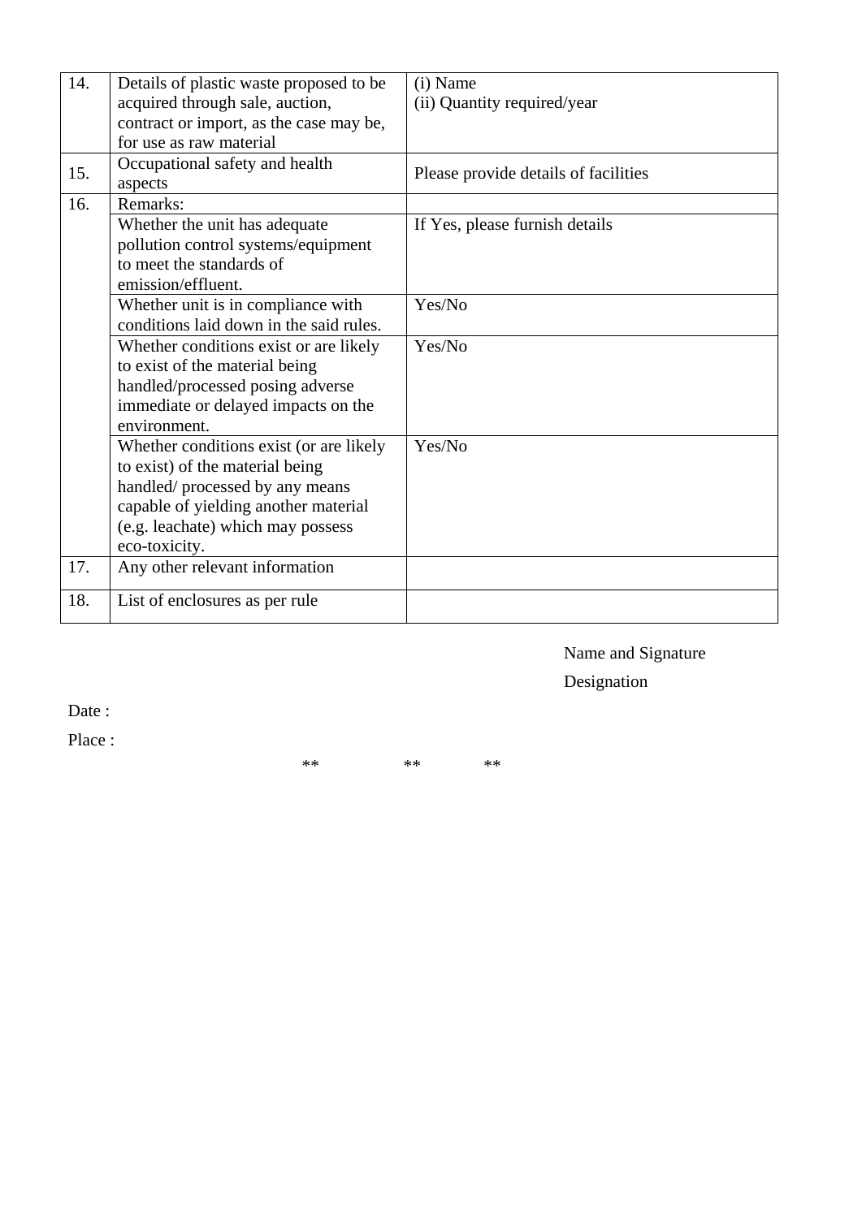| | | |
|---|---|---|
| 14. | Details of plastic waste proposed to be acquired through sale, auction, contract or import, as the case may be, for use as raw material | (i) Name<br>(ii) Quantity required/year |
| 15. | Occupational safety and health aspects | Please provide details of facilities |
| 16. | Remarks: | |
| | Whether the unit has adequate pollution control systems/equipment to meet the standards of emission/effluent. | If Yes, please furnish details |
| | Whether unit is in compliance with conditions laid down in the said rules. | Yes/No |
| | Whether conditions exist or are likely to exist of the material being handled/processed posing adverse immediate or delayed impacts on the environment. | Yes/No |
| | Whether conditions exist (or are likely to exist) of the material being handled/ processed by any means capable of yielding another material (e.g. leachate) which may possess eco-toxicity. | Yes/No |
| 17. | Any other relevant information | |
| 18. | List of enclosures as per rule | |

Name and Signature

Designation

Date :

Place :

** ** **